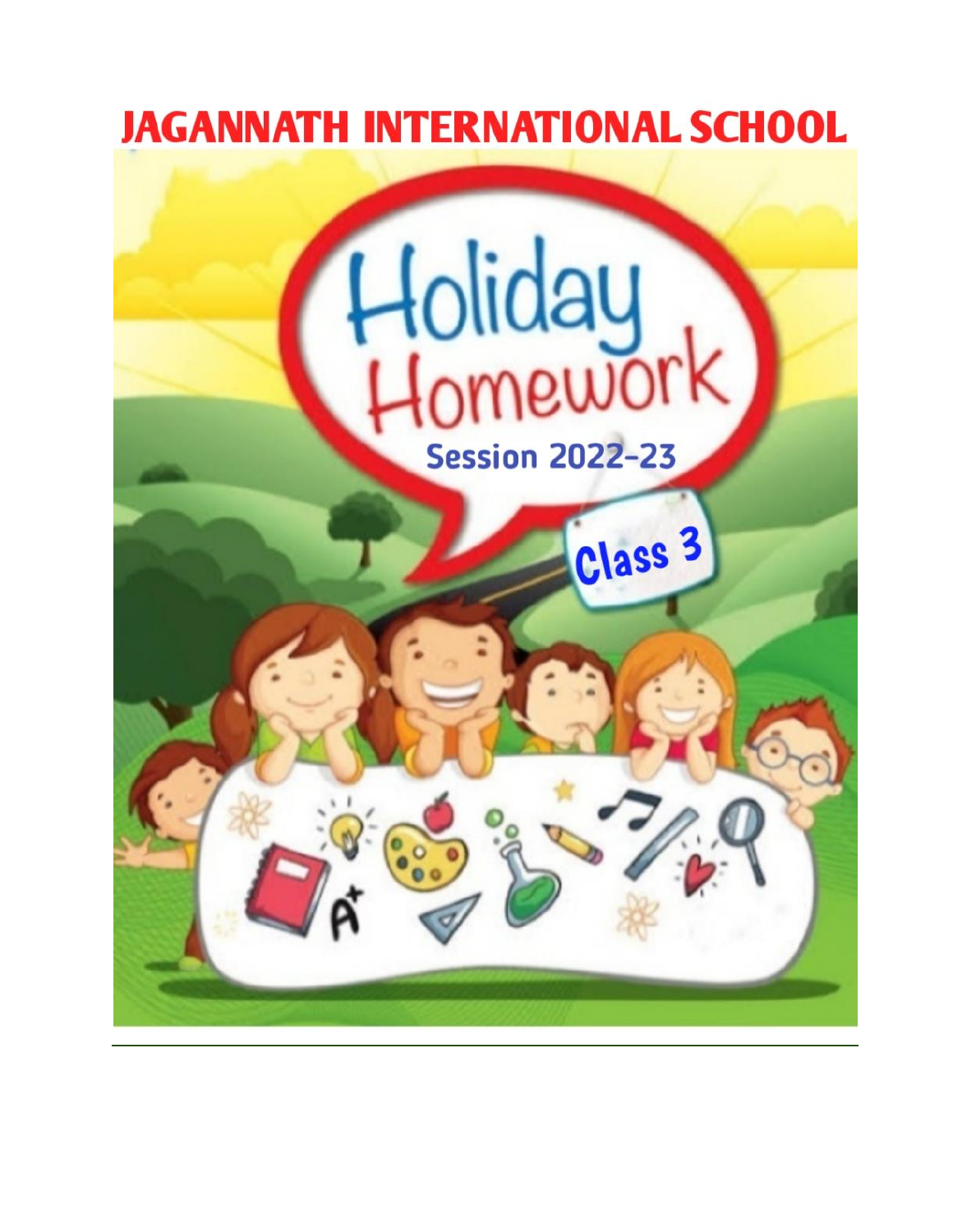# JAGANNATH INTERNATIONAL SCHOOL

Holiday Homework

Session 2022-23

Class 3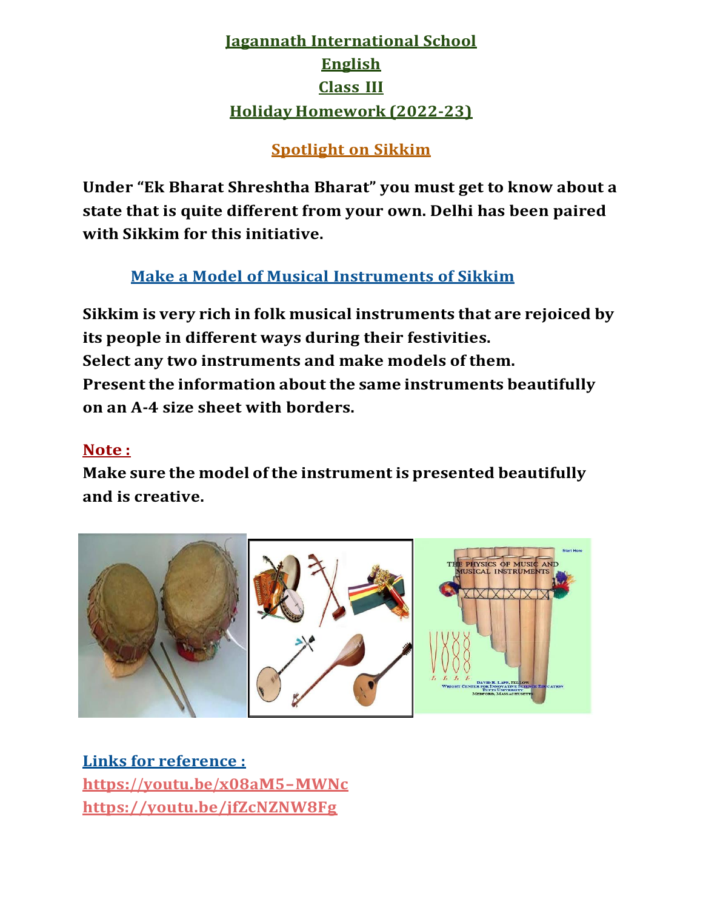# Jagannath International School

## English

## Class III

## Holiday Homework (2022-23)

### Spotlight on Sikkim

**Under "Ek Bharat Shreshtha Bharat" you must get to know about a state that is quite different from your own. Delhi has been paired with Sikkim for this initiative.**

### Make a Model of Musical Instruments of Sikkim

**Sikkim is very rich in folk musical instruments that are rejoiced by its people in different ways during their festivities.**
**Select any two instruments and make models of them.**
**Present the information about the same instruments beautifully on an A-4 size sheet with borders.**

**Note :**
**Make sure the model of the instrument is presented beautifully and is creative.**

**Links for reference :**
https://youtu.be/x08aM5–MWNc
https://youtu.be/jfZcNZNW8Fg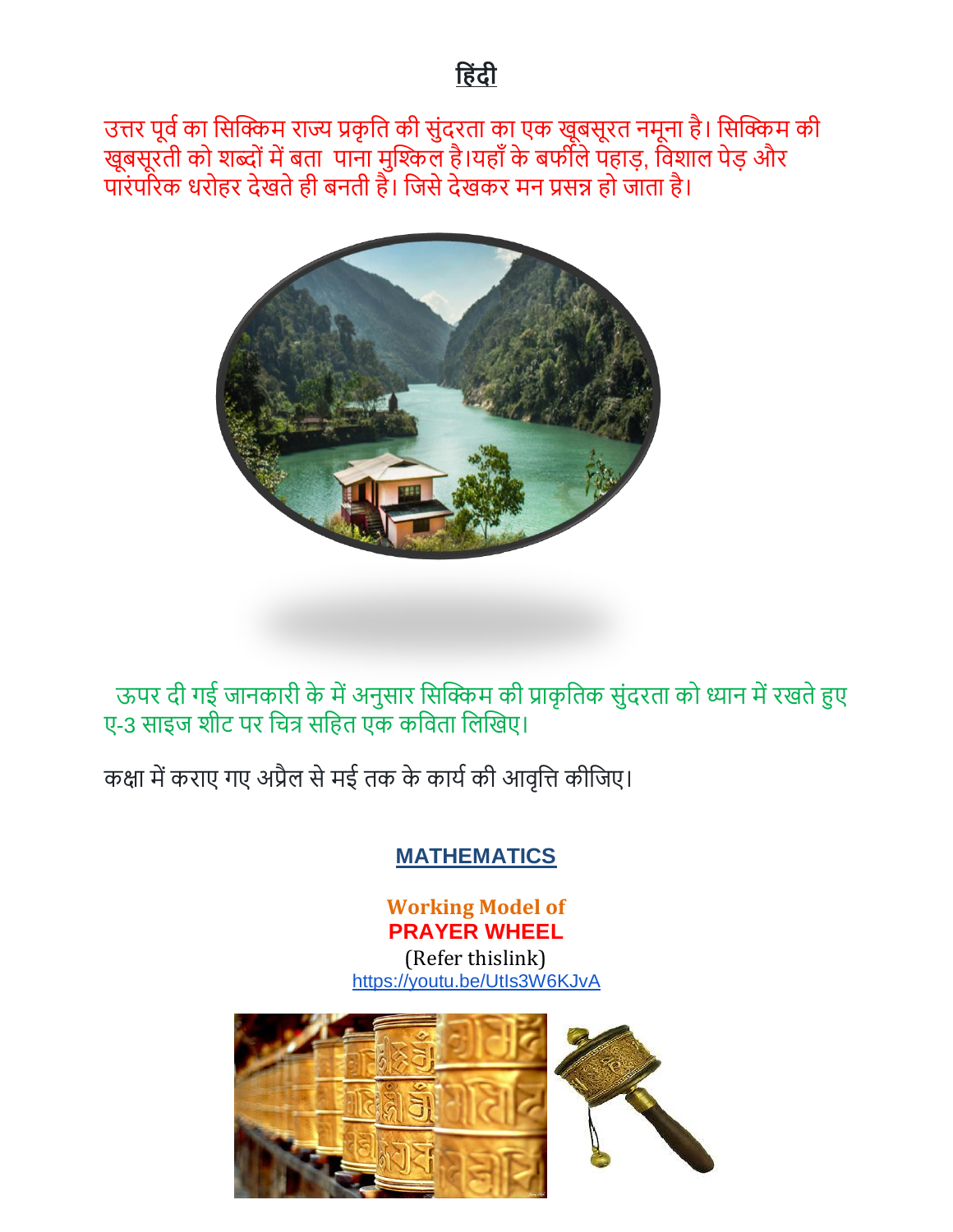## हिंदी

उत्तर पूर्व का सिक्किम राज्य प्रकृति की सुंदरता का एक खूबसूरत नमूना है। सिक्किम की खूबसूरती को शब्दों में बता पाना मुश्किल है।यहाँ के बर्फीले पहाड़, विशाल पेड़ और पारंपरिक धरोहर देखते ही बनती है। जिसे देखकर मन प्रसन्न हो जाता है।

ऊपर दी गई जानकारी के में अनुसार सिक्किम की प्राकृतिक सुंदरता को ध्यान में रखते हुए ए-3 साइज शीट पर चित्र सहित एक कविता लिखिए।

कक्षा में कराए गए अप्रैल से मई तक के कार्य की आवृत्ति कीजिए।

## MATHEMATICS

**Working Model of**
**PRAYER WHEEL**

(Refer thislink)
https://youtu.be/UtIs3W6KJvA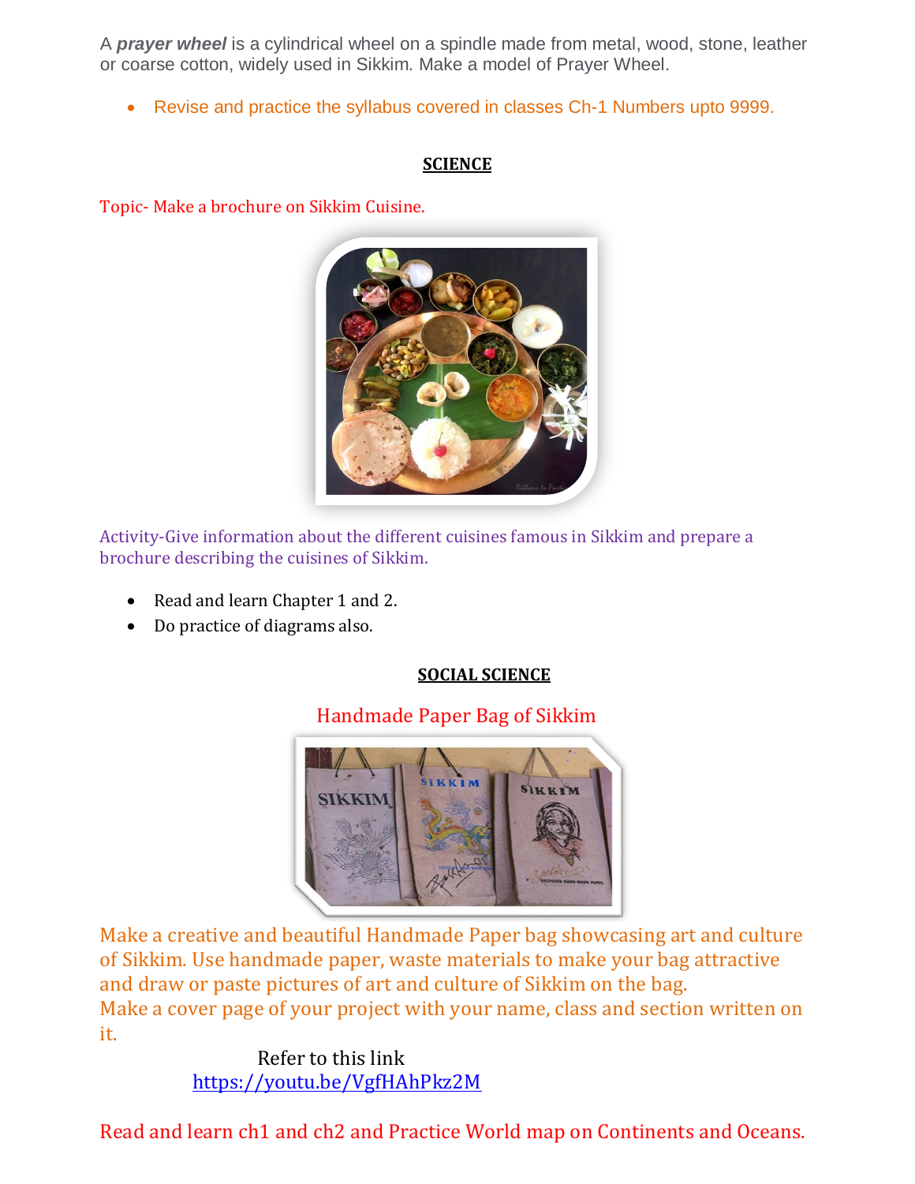A ***prayer wheel*** is a cylindrical wheel on a spindle made from metal, wood, stone, leather or coarse cotton, widely used in Sikkim. Make a model of Prayer Wheel.

- Revise and practice the syllabus covered in classes Ch-1 Numbers upto 9999.

## SCIENCE

Topic- Make a brochure on Sikkim Cuisine.

Activity-Give information about the different cuisines famous in Sikkim and prepare a brochure describing the cuisines of Sikkim.

- Read and learn Chapter 1 and 2.
- Do practice of diagrams also.

## SOCIAL SCIENCE

Handmade Paper Bag of Sikkim

Make a creative and beautiful Handmade Paper bag showcasing art and culture of Sikkim. Use handmade paper, waste materials to make your bag attractive and draw or paste pictures of art and culture of Sikkim on the bag.
Make a cover page of your project with your name, class and section written on it.

Refer to this link
https://youtu.be/VgfHAhPkz2M

Read and learn ch1 and ch2 and Practice World map on Continents and Oceans.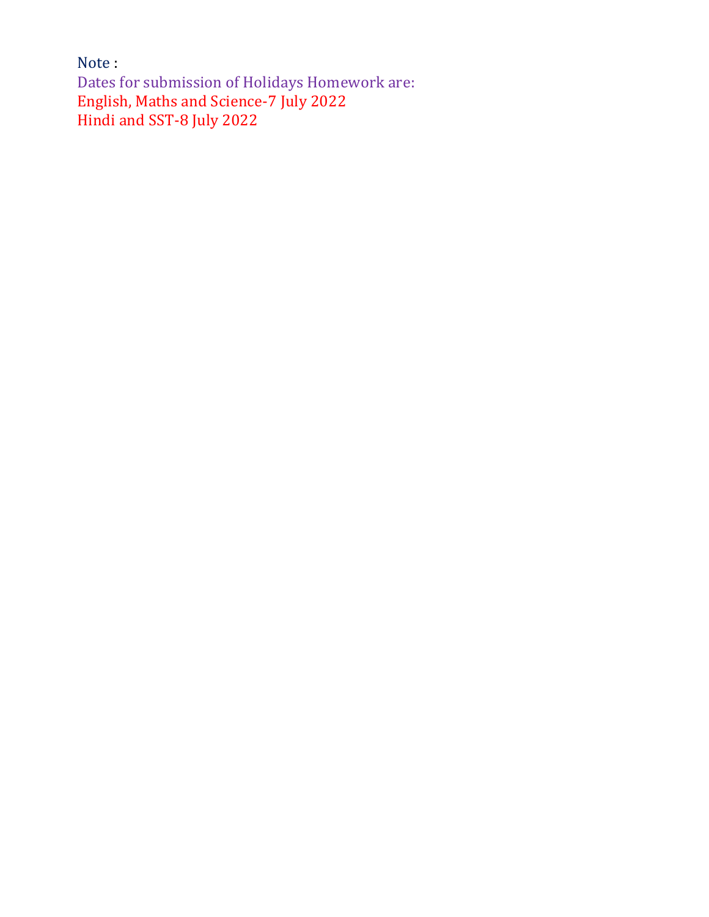Note :

Dates for submission of Holidays Homework are:

English, Maths and Science-7 July 2022

Hindi and SST-8 July 2022